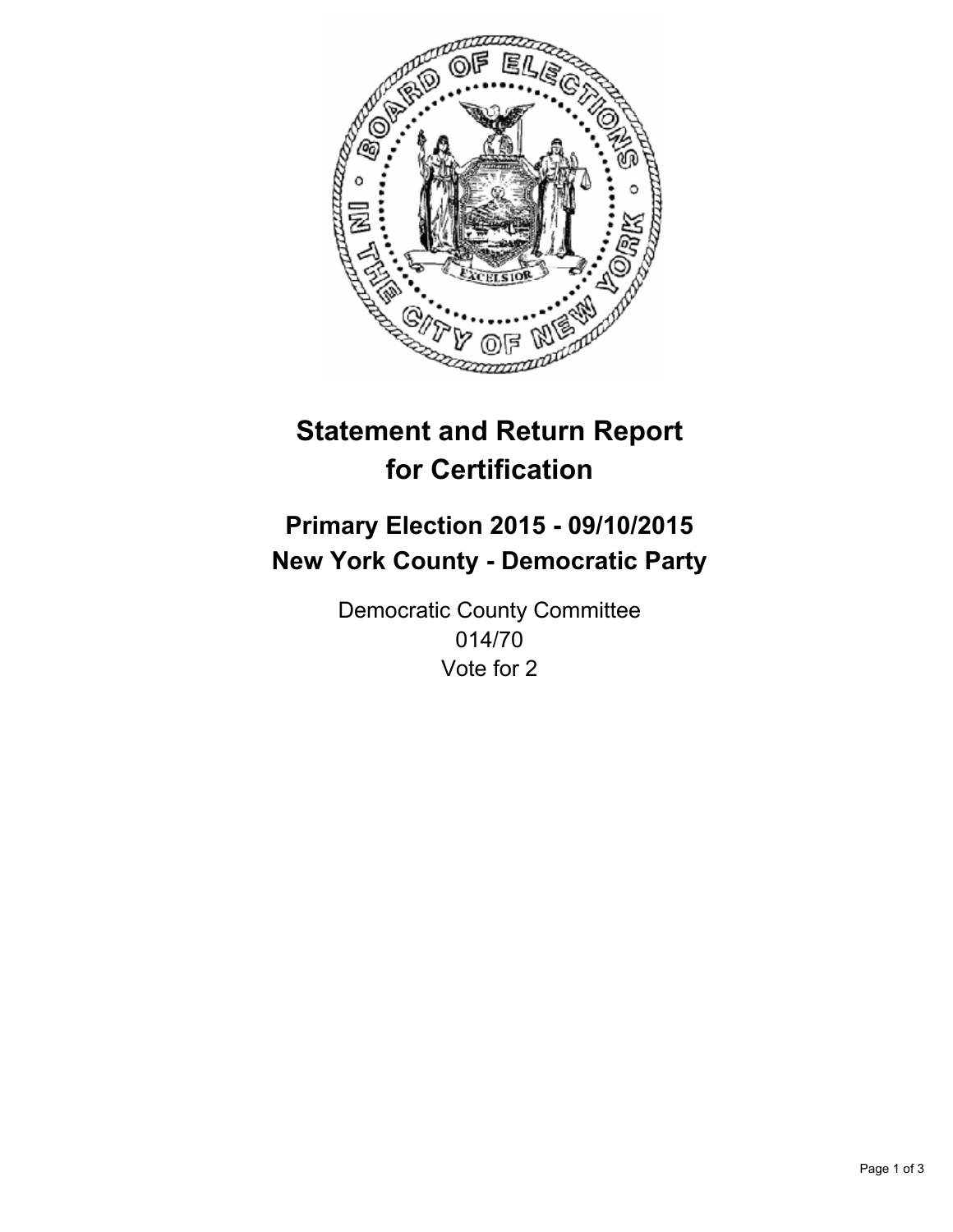# Statement and Return Report for Certification

## Primary Election 2015 - 09/10/2015
## New York County - Democratic Party

Democratic County Committee
014/70
Vote for 2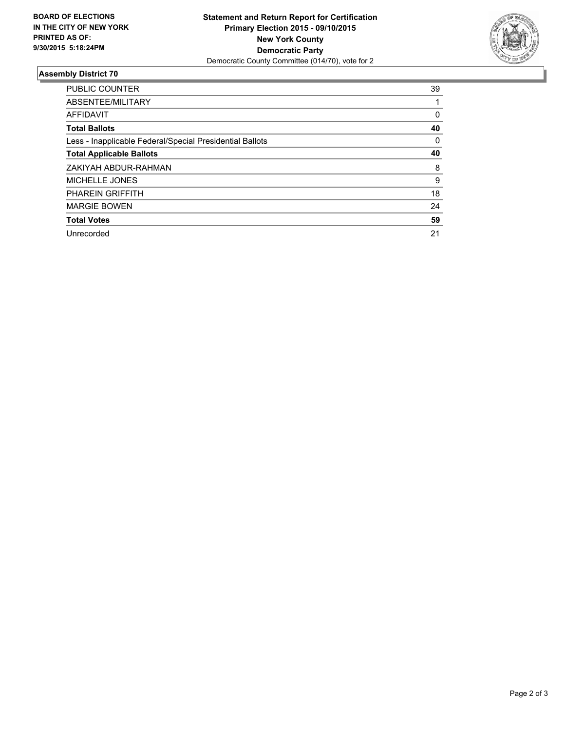**BOARD OF ELECTIONS IN THE CITY OF NEW YORK PRINTED AS OF: 9/30/2015 5:18:24PM**

**Statement and Return Report for Certification**
**Primary Election 2015 - 09/10/2015**
**New York County**
**Democratic Party**
Democratic County Committee (014/70), vote for 2

## Assembly District 70

| | |
|---|---|
| PUBLIC COUNTER | 39 |
| ABSENTEE/MILITARY | 1 |
| AFFIDAVIT | 0 |
| **Total Ballots** | **40** |
| Less - Inapplicable Federal/Special Presidential Ballots | 0 |
| **Total Applicable Ballots** | **40** |
| ZAKIYAH ABDUR-RAHMAN | 8 |
| MICHELLE JONES | 9 |
| PHAREIN GRIFFITH | 18 |
| MARGIE BOWEN | 24 |
| **Total Votes** | **59** |
| Unrecorded | 21 |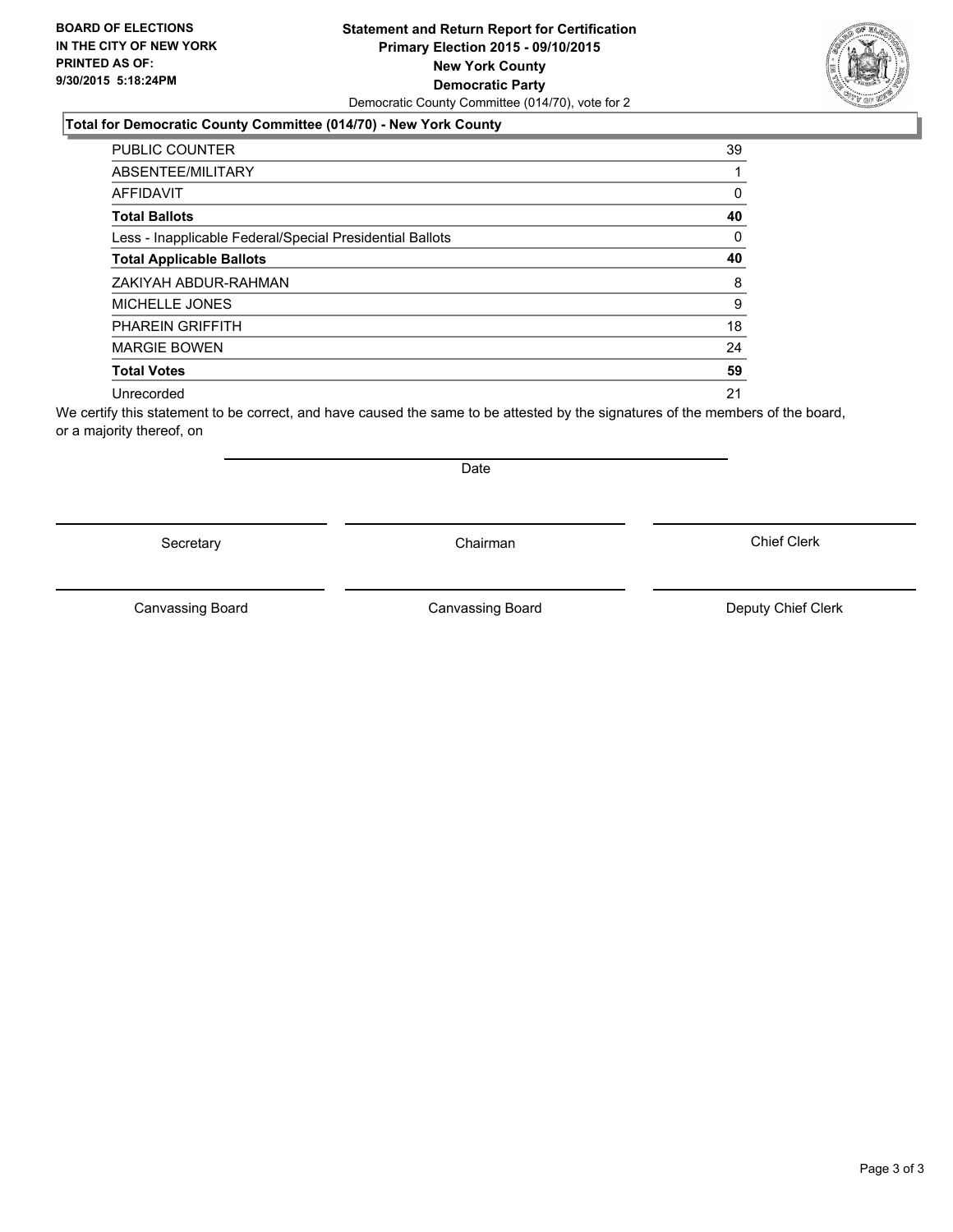**BOARD OF ELECTIONS IN THE CITY OF NEW YORK PRINTED AS OF: 9/30/2015 5:18:24PM**

**Statement and Return Report for Certification**
**Primary Election 2015 - 09/10/2015**
**New York County**
**Democratic Party**
Democratic County Committee (014/70), vote for 2

### Total for Democratic County Committee (014/70) - New York County

| | |
|---|---|
| PUBLIC COUNTER | 39 |
| ABSENTEE/MILITARY | 1 |
| AFFIDAVIT | 0 |
| **Total Ballots** | **40** |
| Less - Inapplicable Federal/Special Presidential Ballots | 0 |
| **Total Applicable Ballots** | **40** |
| ZAKIYAH ABDUR-RAHMAN | 8 |
| MICHELLE JONES | 9 |
| PHAREIN GRIFFITH | 18 |
| MARGIE BOWEN | 24 |
| **Total Votes** | **59** |
| Unrecorded | 21 |

We certify this statement to be correct, and have caused the same to be attested by the signatures of the members of the board, or a majority thereof, on

Date

Secretary | Chairman | Chief Clerk

Canvassing Board | Canvassing Board | Deputy Chief Clerk